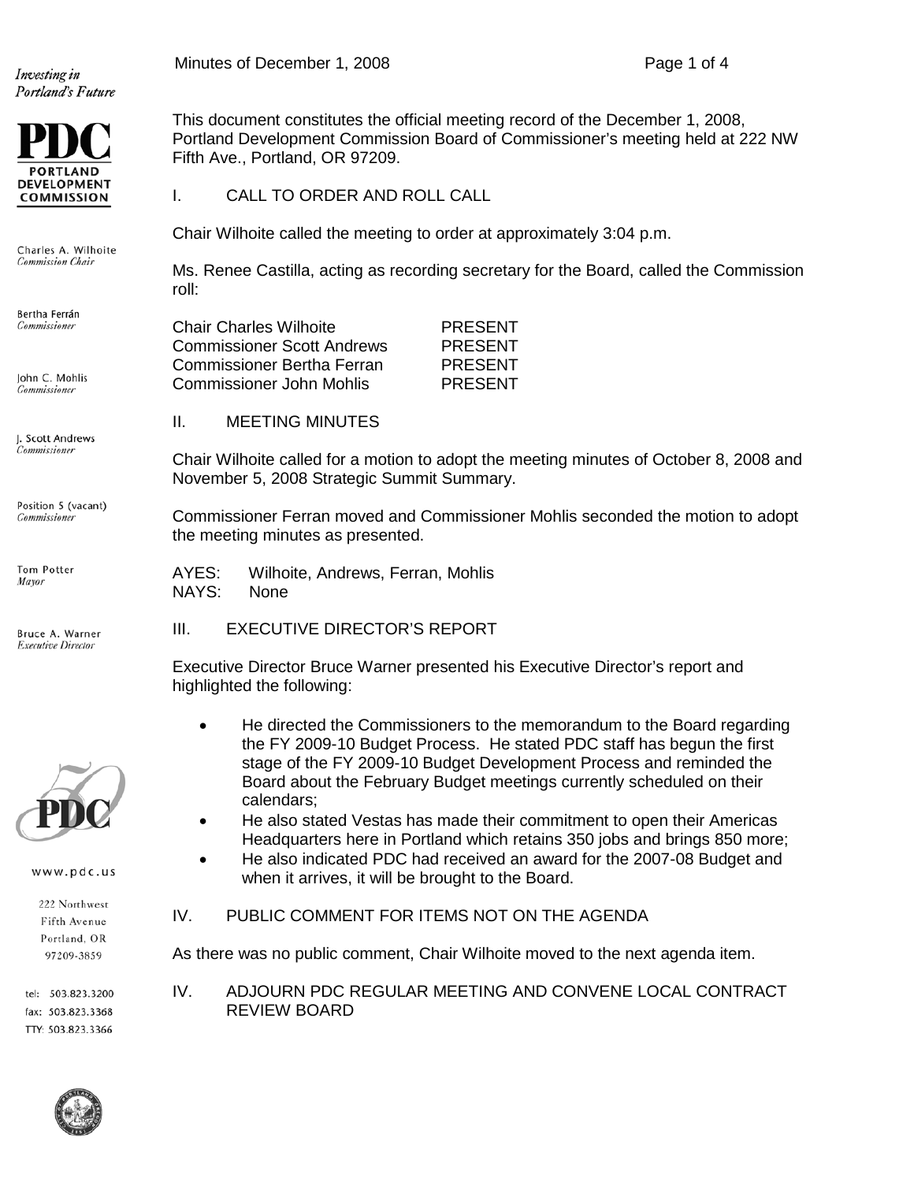Investing in Portland's Future

PORTLAND DEVELOPMENT COMMISSION

Charles A. Wilhoite, *Commission Chair*

Bertha Ferrán, *Commissioner*

John C. Mohlis, *Commissioner*

J. Scott Andrews, *Commissioner*

Position 5 (vacant), *Commissioner*

Tom Potter, *Mayor*

Bruce A. Warner, *Executive Director*

www.pdc.us

222 Northwest Fifth Avenue
Portland, OR 97209-3859

tel: 503.823.3200
fax: 503.823.3368
TTY: 503.823.3366

Minutes of December 1, 2008

This document constitutes the official meeting record of the December 1, 2008, Portland Development Commission Board of Commissioner's meeting held at 222 NW Fifth Ave., Portland, OR 97209.

## I. CALL TO ORDER AND ROLL CALL

Chair Wilhoite called the meeting to order at approximately 3:04 p.m.

Ms. Renee Castilla, acting as recording secretary for the Board, called the Commission roll:

| | |
|---|---|
| Chair Charles Wilhoite | PRESENT |
| Commissioner Scott Andrews | PRESENT |
| Commissioner Bertha Ferran | PRESENT |
| Commissioner John Mohlis | PRESENT |

## II. MEETING MINUTES

Chair Wilhoite called for a motion to adopt the meeting minutes of October 8, 2008 and November 5, 2008 Strategic Summit Summary.

Commissioner Ferran moved and Commissioner Mohlis seconded the motion to adopt the meeting minutes as presented.

AYES: Wilhoite, Andrews, Ferran, Mohlis
NAYS: None

## III. EXECUTIVE DIRECTOR'S REPORT

Executive Director Bruce Warner presented his Executive Director's report and highlighted the following:

- He directed the Commissioners to the memorandum to the Board regarding the FY 2009-10 Budget Process. He stated PDC staff has begun the first stage of the FY 2009-10 Budget Development Process and reminded the Board about the February Budget meetings currently scheduled on their calendars;
- He also stated Vestas has made their commitment to open their Americas Headquarters here in Portland which retains 350 jobs and brings 850 more;
- He also indicated PDC had received an award for the 2007-08 Budget and when it arrives, it will be brought to the Board.

## IV. PUBLIC COMMENT FOR ITEMS NOT ON THE AGENDA

As there was no public comment, Chair Wilhoite moved to the next agenda item.

## IV. ADJOURN PDC REGULAR MEETING AND CONVENE LOCAL CONTRACT REVIEW BOARD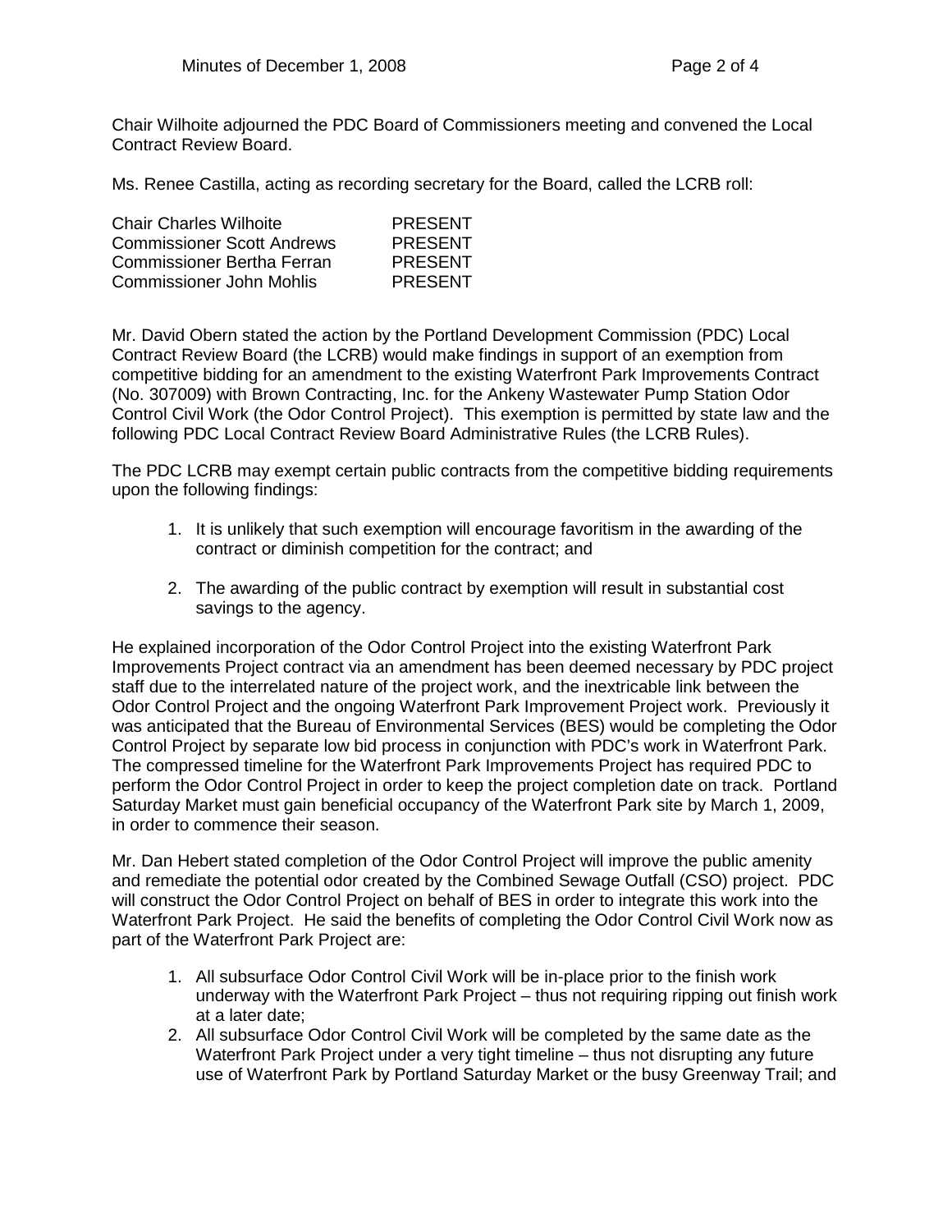Chair Wilhoite adjourned the PDC Board of Commissioners meeting and convened the Local Contract Review Board.

Ms. Renee Castilla, acting as recording secretary for the Board, called the LCRB roll:

| | |
|---|---|
| Chair Charles Wilhoite | PRESENT |
| Commissioner Scott Andrews | PRESENT |
| Commissioner Bertha Ferran | PRESENT |
| Commissioner John Mohlis | PRESENT |

Mr. David Obern stated the action by the Portland Development Commission (PDC) Local Contract Review Board (the LCRB) would make findings in support of an exemption from competitive bidding for an amendment to the existing Waterfront Park Improvements Contract (No. 307009) with Brown Contracting, Inc. for the Ankeny Wastewater Pump Station Odor Control Civil Work (the Odor Control Project). This exemption is permitted by state law and the following PDC Local Contract Review Board Administrative Rules (the LCRB Rules).

The PDC LCRB may exempt certain public contracts from the competitive bidding requirements upon the following findings:

1. It is unlikely that such exemption will encourage favoritism in the awarding of the contract or diminish competition for the contract; and

2. The awarding of the public contract by exemption will result in substantial cost savings to the agency.

He explained incorporation of the Odor Control Project into the existing Waterfront Park Improvements Project contract via an amendment has been deemed necessary by PDC project staff due to the interrelated nature of the project work, and the inextricable link between the Odor Control Project and the ongoing Waterfront Park Improvement Project work. Previously it was anticipated that the Bureau of Environmental Services (BES) would be completing the Odor Control Project by separate low bid process in conjunction with PDC's work in Waterfront Park. The compressed timeline for the Waterfront Park Improvements Project has required PDC to perform the Odor Control Project in order to keep the project completion date on track. Portland Saturday Market must gain beneficial occupancy of the Waterfront Park site by March 1, 2009, in order to commence their season.

Mr. Dan Hebert stated completion of the Odor Control Project will improve the public amenity and remediate the potential odor created by the Combined Sewage Outfall (CSO) project. PDC will construct the Odor Control Project on behalf of BES in order to integrate this work into the Waterfront Park Project. He said the benefits of completing the Odor Control Civil Work now as part of the Waterfront Park Project are:

1. All subsurface Odor Control Civil Work will be in-place prior to the finish work underway with the Waterfront Park Project – thus not requiring ripping out finish work at a later date;
2. All subsurface Odor Control Civil Work will be completed by the same date as the Waterfront Park Project under a very tight timeline – thus not disrupting any future use of Waterfront Park by Portland Saturday Market or the busy Greenway Trail; and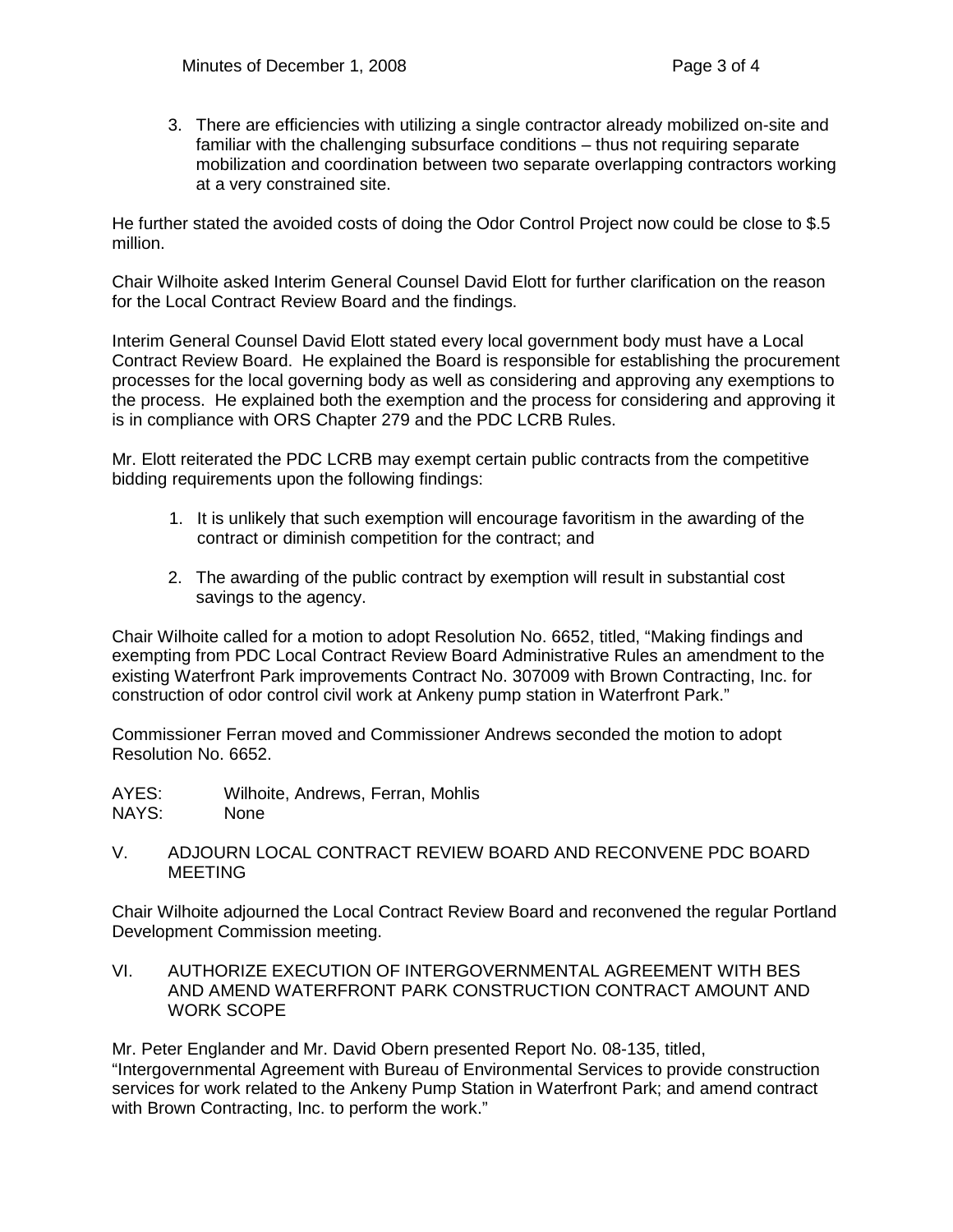3. There are efficiencies with utilizing a single contractor already mobilized on-site and familiar with the challenging subsurface conditions – thus not requiring separate mobilization and coordination between two separate overlapping contractors working at a very constrained site.

He further stated the avoided costs of doing the Odor Control Project now could be close to $.5 million.

Chair Wilhoite asked Interim General Counsel David Elott for further clarification on the reason for the Local Contract Review Board and the findings.

Interim General Counsel David Elott stated every local government body must have a Local Contract Review Board. He explained the Board is responsible for establishing the procurement processes for the local governing body as well as considering and approving any exemptions to the process. He explained both the exemption and the process for considering and approving it is in compliance with ORS Chapter 279 and the PDC LCRB Rules.

Mr. Elott reiterated the PDC LCRB may exempt certain public contracts from the competitive bidding requirements upon the following findings:

1. It is unlikely that such exemption will encourage favoritism in the awarding of the contract or diminish competition for the contract; and

2. The awarding of the public contract by exemption will result in substantial cost savings to the agency.

Chair Wilhoite called for a motion to adopt Resolution No. 6652, titled, "Making findings and exempting from PDC Local Contract Review Board Administrative Rules an amendment to the existing Waterfront Park improvements Contract No. 307009 with Brown Contracting, Inc. for construction of odor control civil work at Ankeny pump station in Waterfront Park."

Commissioner Ferran moved and Commissioner Andrews seconded the motion to adopt Resolution No. 6652.

AYES: Wilhoite, Andrews, Ferran, Mohlis
NAYS: None

## V. ADJOURN LOCAL CONTRACT REVIEW BOARD AND RECONVENE PDC BOARD MEETING

Chair Wilhoite adjourned the Local Contract Review Board and reconvened the regular Portland Development Commission meeting.

## VI. AUTHORIZE EXECUTION OF INTERGOVERNMENTAL AGREEMENT WITH BES AND AMEND WATERFRONT PARK CONSTRUCTION CONTRACT AMOUNT AND WORK SCOPE

Mr. Peter Englander and Mr. David Obern presented Report No. 08-135, titled, "Intergovernmental Agreement with Bureau of Environmental Services to provide construction services for work related to the Ankeny Pump Station in Waterfront Park; and amend contract with Brown Contracting, Inc. to perform the work."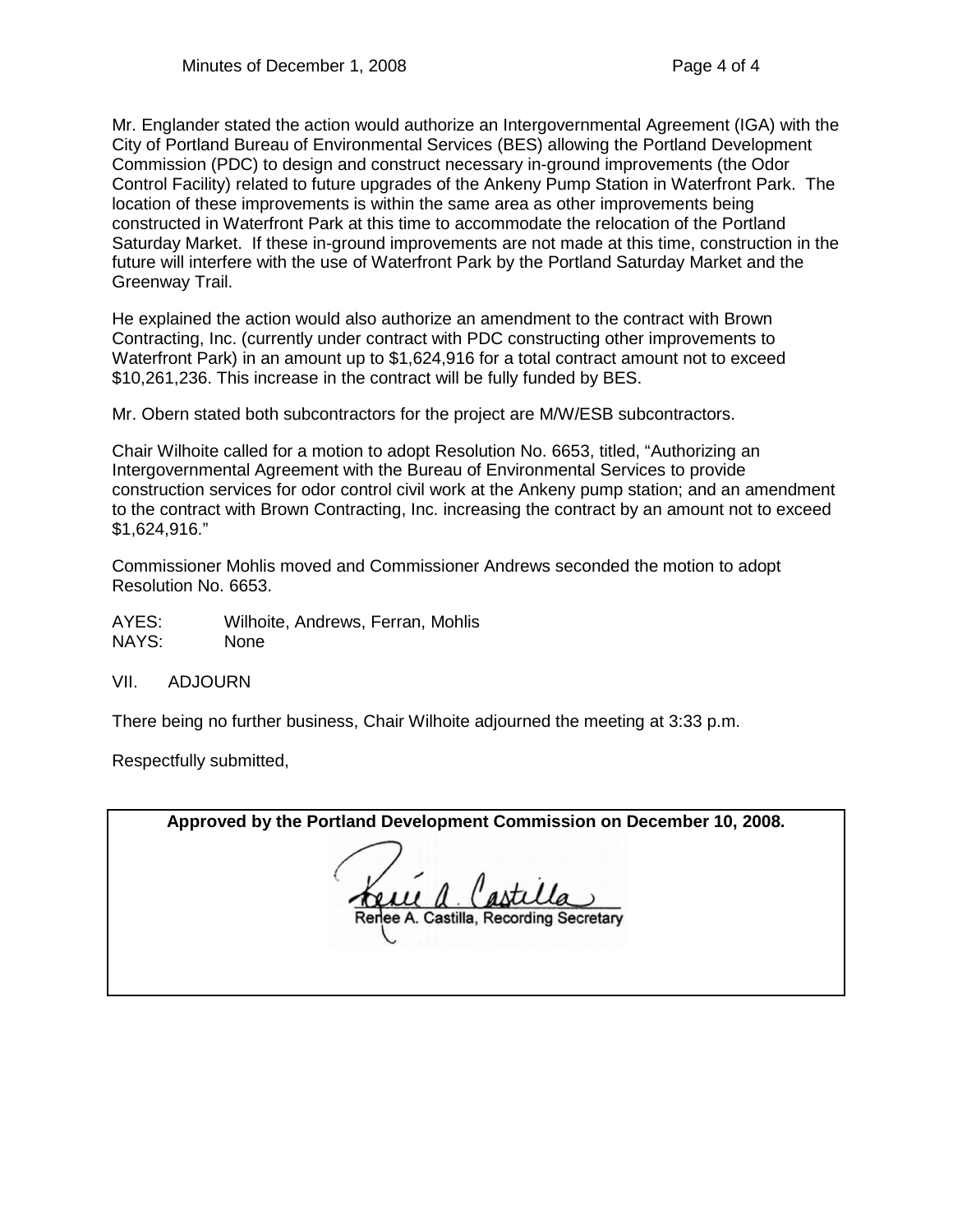Mr. Englander stated the action would authorize an Intergovernmental Agreement (IGA) with the City of Portland Bureau of Environmental Services (BES) allowing the Portland Development Commission (PDC) to design and construct necessary in-ground improvements (the Odor Control Facility) related to future upgrades of the Ankeny Pump Station in Waterfront Park. The location of these improvements is within the same area as other improvements being constructed in Waterfront Park at this time to accommodate the relocation of the Portland Saturday Market. If these in-ground improvements are not made at this time, construction in the future will interfere with the use of Waterfront Park by the Portland Saturday Market and the Greenway Trail.

He explained the action would also authorize an amendment to the contract with Brown Contracting, Inc. (currently under contract with PDC constructing other improvements to Waterfront Park) in an amount up to $1,624,916 for a total contract amount not to exceed $10,261,236. This increase in the contract will be fully funded by BES.

Mr. Obern stated both subcontractors for the project are M/W/ESB subcontractors.

Chair Wilhoite called for a motion to adopt Resolution No. 6653, titled, "Authorizing an Intergovernmental Agreement with the Bureau of Environmental Services to provide construction services for odor control civil work at the Ankeny pump station; and an amendment to the contract with Brown Contracting, Inc. increasing the contract by an amount not to exceed $1,624,916."

Commissioner Mohlis moved and Commissioner Andrews seconded the motion to adopt Resolution No. 6653.

AYES: Wilhoite, Andrews, Ferran, Mohlis
NAYS: None

VII. ADJOURN

There being no further business, Chair Wilhoite adjourned the meeting at 3:33 p.m.

Respectfully submitted,

**Approved by the Portland Development Commission on December 10, 2008.**

Renee A. Castilla, Recording Secretary